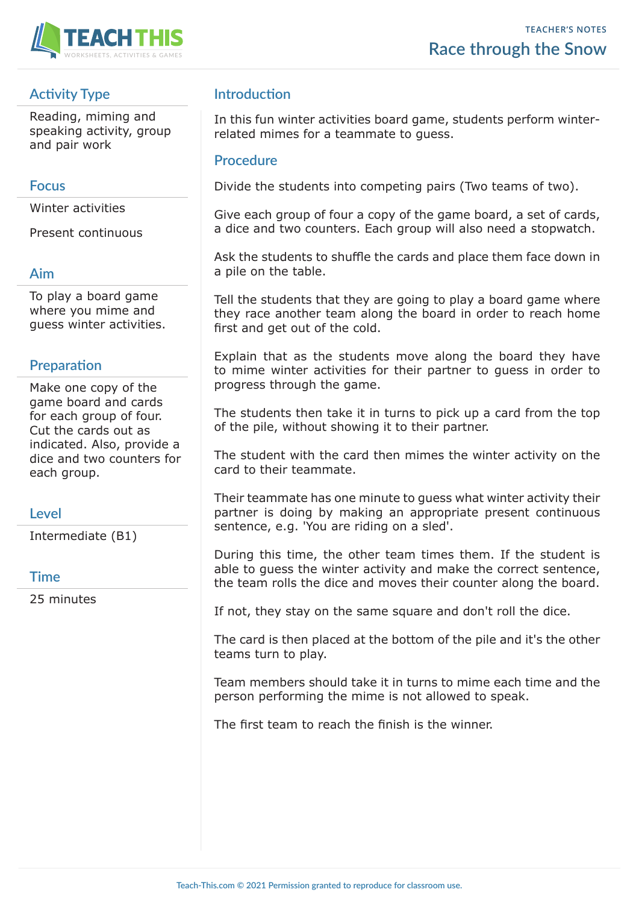TEACHER'S NOTES

# Race through the Snow

## Activity Type

Reading, miming and speaking activity, group and pair work

## Focus

Winter activities

Present continuous

## Aim

To play a board game where you mime and guess winter activities.

## Preparation

Make one copy of the game board and cards for each group of four. Cut the cards out as indicated. Also, provide a dice and two counters for each group.

## Level

Intermediate (B1)

## Time

25 minutes

## Introduction

In this fun winter activities board game, students perform winter-related mimes for a teammate to guess.

## Procedure

Divide the students into competing pairs (Two teams of two).

Give each group of four a copy of the game board, a set of cards, a dice and two counters. Each group will also need a stopwatch.

Ask the students to shuffle the cards and place them face down in a pile on the table.

Tell the students that they are going to play a board game where they race another team along the board in order to reach home first and get out of the cold.

Explain that as the students move along the board they have to mime winter activities for their partner to guess in order to progress through the game.

The students then take it in turns to pick up a card from the top of the pile, without showing it to their partner.

The student with the card then mimes the winter activity on the card to their teammate.

Their teammate has one minute to guess what winter activity their partner is doing by making an appropriate present continuous sentence, e.g. 'You are riding on a sled'.

During this time, the other team times them. If the student is able to guess the winter activity and make the correct sentence, the team rolls the dice and moves their counter along the board.

If not, they stay on the same square and don't roll the dice.

The card is then placed at the bottom of the pile and it's the other teams turn to play.

Team members should take it in turns to mime each time and the person performing the mime is not allowed to speak.

The first team to reach the finish is the winner.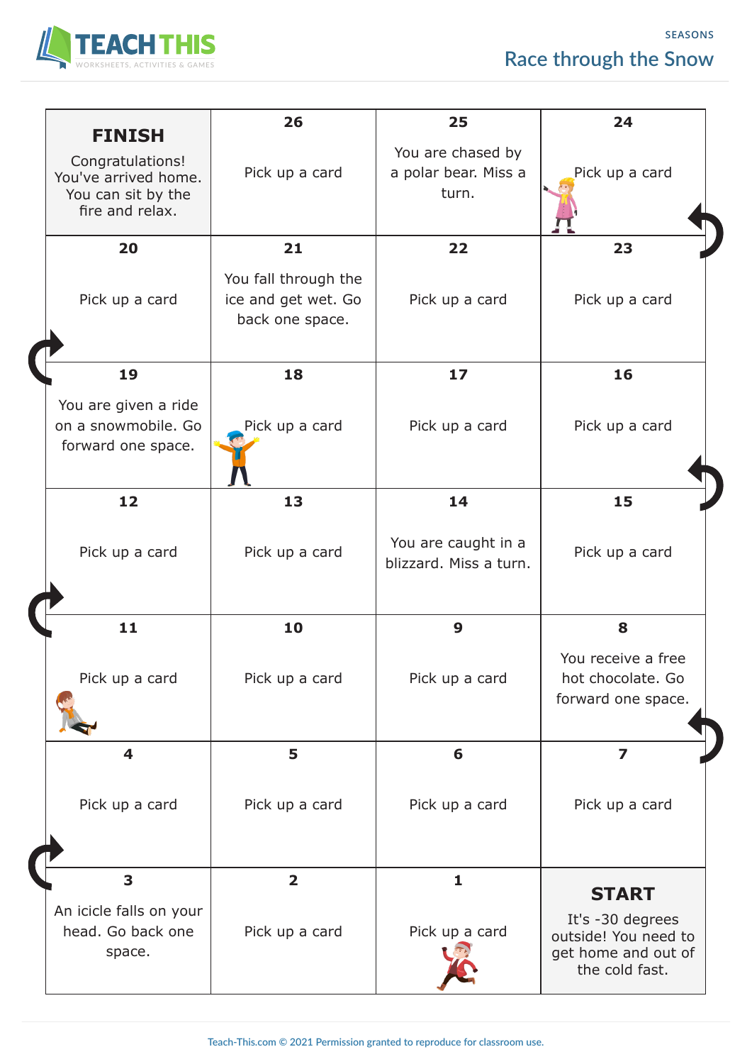# Race through the Snow

| | | | |
|---|---|---|---|
| **FINISH**<br>Congratulations! You've arrived home. You can sit by the fire and relax. | **26**<br>Pick up a card | **25**<br>You are chased by a polar bear. Miss a turn. | **24**<br>Pick up a card |
| **20**<br>Pick up a card | **21**<br>You fall through the ice and get wet. Go back one space. | **22**<br>Pick up a card | **23**<br>Pick up a card |
| **19**<br>You are given a ride on a snowmobile. Go forward one space. | **18**<br>Pick up a card | **17**<br>Pick up a card | **16**<br>Pick up a card |
| **12**<br>Pick up a card | **13**<br>Pick up a card | **14**<br>You are caught in a blizzard. Miss a turn. | **15**<br>Pick up a card |
| **11**<br>Pick up a card | **10**<br>Pick up a card | **9**<br>Pick up a card | **8**<br>You receive a free hot chocolate. Go forward one space. |
| **4**<br>Pick up a card | **5**<br>Pick up a card | **6**<br>Pick up a card | **7**<br>Pick up a card |
| **3**<br>An icicle falls on your head. Go back one space. | **2**<br>Pick up a card | **1**<br>Pick up a card | **START**<br>It's -30 degrees outside! You need to get home and out of the cold fast. |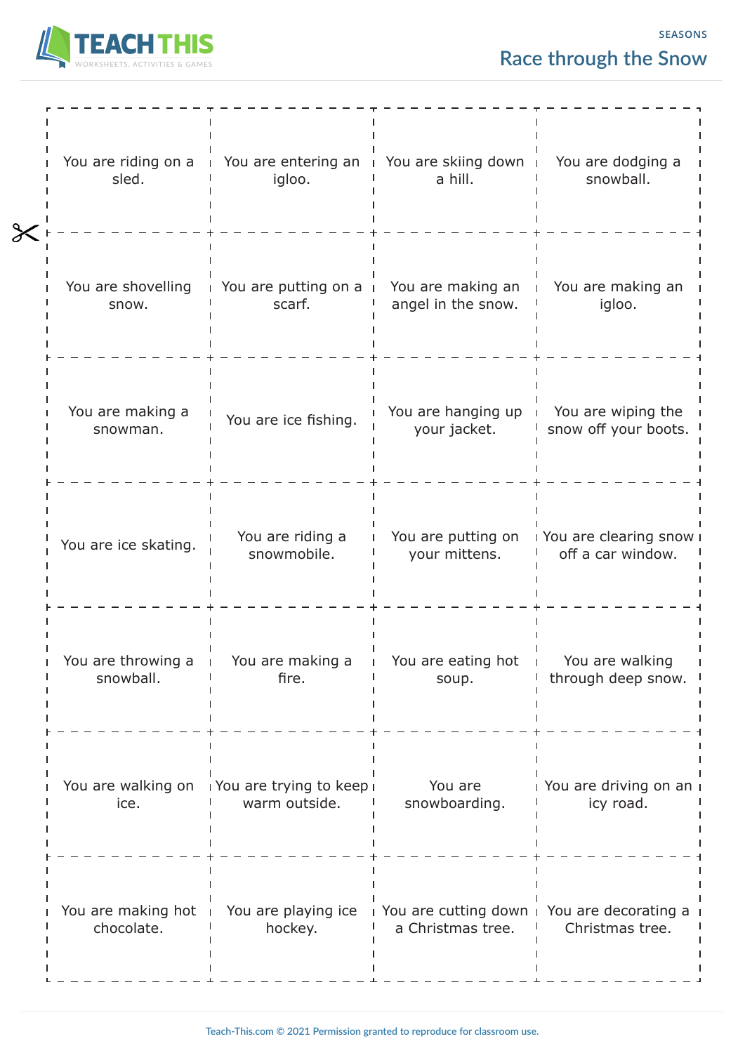# Race through the Snow

SEASONS

| | | | |
|---|---|---|---|
| You are riding on a sled. | You are entering an igloo. | You are skiing down a hill. | You are dodging a snowball. |
| You are shovelling snow. | You are putting on a scarf. | You are making an angel in the snow. | You are making an igloo. |
| You are making a snowman. | You are ice fishing. | You are hanging up your jacket. | You are wiping the snow off your boots. |
| You are ice skating. | You are riding a snowmobile. | You are putting on your mittens. | You are clearing snow off a car window. |
| You are throwing a snowball. | You are making a fire. | You are eating hot soup. | You are walking through deep snow. |
| You are walking on ice. | You are trying to keep warm outside. | You are snowboarding. | You are driving on an icy road. |
| You are making hot chocolate. | You are playing ice hockey. | You are cutting down a Christmas tree. | You are decorating a Christmas tree. |

Teach-This.com © 2021 Permission granted to reproduce for classroom use.